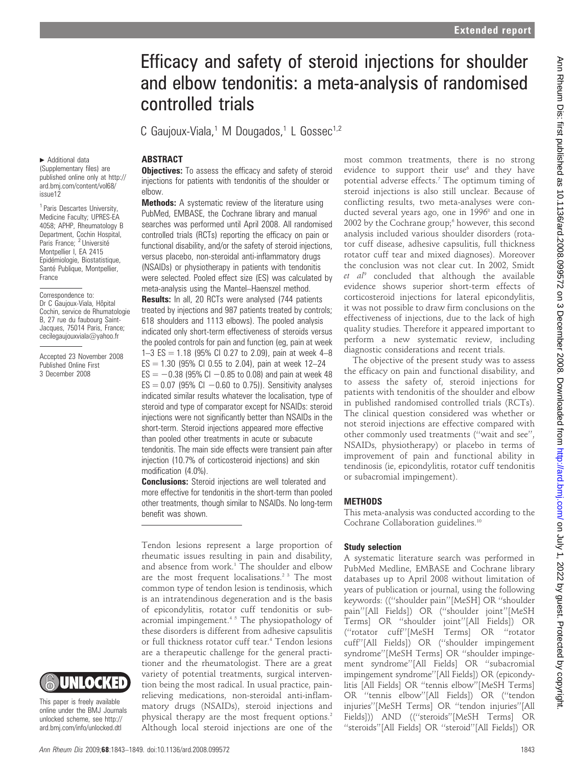Extended report

# Efficacy and safety of steroid injections for shoulder and elbow tendonitis: a meta-analysis of randomised controlled trials

C Gaujoux-Viala,[1] M Dougados,[1] L Gossec[1,2]

► Additional data (Supplementary files) are published online only at http://ard.bmj.com/content/vol68/issue12

[1] Paris Descartes University, Medicine Faculty; UPRES-EA 4058; APHP, Rheumatology B Department, Cochin Hospital, Paris France; [2] Université Montpellier I, EA 2415 Epidémiologie, Biostatistique, Santé Publique, Montpellier, France

Correspondence to: Dr C Gaujoux-Viala, Hôpital Cochin, service de Rhumatologie B, 27 rue du faubourg Saint-Jacques, 75014 Paris, France; cecilegaujouxviala@yahoo.fr

Accepted 23 November 2008
Published Online First 3 December 2008

This paper is freely available online under the BMJ Journals unlocked scheme, see http://ard.bmj.com/info/unlocked.dtl

## ABSTRACT

**Objectives:** To assess the efficacy and safety of steroid injections for patients with tendonitis of the shoulder or elbow.

**Methods:** A systematic review of the literature using PubMed, EMBASE, the Cochrane library and manual searches was performed until April 2008. All randomised controlled trials (RCTs) reporting the efficacy on pain or functional disability, and/or the safety of steroid injections, versus placebo, non-steroidal anti-inflammatory drugs (NSAIDs) or physiotherapy in patients with tendonitis were selected. Pooled effect size (ES) was calculated by meta-analysis using the Mantel–Haenszel method.

**Results:** In all, 20 RCTs were analysed (744 patients treated by injections and 987 patients treated by controls; 618 shoulders and 1113 elbows). The pooled analysis indicated only short-term effectiveness of steroids versus the pooled controls for pain and function (eg, pain at week 1–3 ES = 1.18 (95% CI 0.27 to 2.09), pain at week 4–8 ES = 1.30 (95% CI 0.55 to 2.04), pain at week 12–24 ES = −0.38 (95% CI −0.85 to 0.08) and pain at week 48 ES = 0.07 (95% CI −0.60 to 0.75)). Sensitivity analyses indicated similar results whatever the localisation, type of steroid and type of comparator except for NSAIDs: steroid injections were not significantly better than NSAIDs in the short-term. Steroid injections appeared more effective than pooled other treatments in acute or subacute tendonitis. The main side effects were transient pain after injection (10.7% of corticosteroid injections) and skin modification (4.0%).

**Conclusions:** Steroid injections are well tolerated and more effective for tendonitis in the short-term than pooled other treatments, though similar to NSAIDs. No long-term benefit was shown.

Tendon lesions represent a large proportion of rheumatic issues resulting in pain and disability, and absence from work.[1] The shoulder and elbow are the most frequent localisations.[2 3] The most common type of tendon lesion is tendinosis, which is an intratendinous degeneration and is the basis of epicondylitis, rotator cuff tendonitis or subacromial impingement.[4 5] The physiopathology of these disorders is different from adhesive capsulitis or full thickness rotator cuff tear.[4] Tendon lesions are a therapeutic challenge for the general practitioner and the rheumatologist. There are a great variety of potential treatments, surgical intervention being the most radical. In usual practice, pain-relieving medications, non-steroidal anti-inflammatory drugs (NSAIDs), steroid injections and physical therapy are the most frequent options.[2] Although local steroid injections are one of the most common treatments, there is no strong evidence to support their use[6] and they have potential adverse effects.[7] The optimum timing of steroid injections is also still unclear. Because of conflicting results, two meta-analyses were conducted several years ago, one in 1996[8] and one in 2002 by the Cochrane group;[6] however, this second analysis included various shoulder disorders (rotator cuff disease, adhesive capsulitis, full thickness rotator cuff tear and mixed diagnoses). Moreover the conclusion was not clear cut. In 2002, Smidt *et al*[9] concluded that although the available evidence shows superior short-term effects of corticosteroid injections for lateral epicondylitis, it was not possible to draw firm conclusions on the effectiveness of injections, due to the lack of high quality studies. Therefore it appeared important to perform a new systematic review, including diagnostic considerations and recent trials.

The objective of the present study was to assess the efficacy on pain and functional disability, and to assess the safety of, steroid injections for patients with tendonitis of the shoulder and elbow in published randomised controlled trials (RCTs). The clinical question considered was whether or not steroid injections are effective compared with other commonly used treatments ("wait and see", NSAIDs, physiotherapy) or placebo in terms of improvement of pain and functional ability in tendinosis (ie, epicondylitis, rotator cuff tendonitis or subacromial impingement).

## METHODS

This meta-analysis was conducted according to the Cochrane Collaboration guidelines.[10]

### Study selection

A systematic literature search was performed in PubMed Medline, EMBASE and Cochrane library databases up to April 2008 without limitation of years of publication or journal, using the following keywords: (("shoulder pain"[MeSH] OR "shoulder pain"[All Fields]) OR ("shoulder joint"[MeSH Terms] OR "shoulder joint"[All Fields]) OR ("rotator cuff"[MeSH Terms] OR "rotator cuff"[All Fields]) OR ("shoulder impingement syndrome"[MeSH Terms] OR "shoulder impingement syndrome"[All Fields] OR "subacromial impingement syndrome"[All Fields]) OR (epicondylitis [All Fields] OR "tennis elbow"[MeSH Terms] OR "tennis elbow"[All Fields]) OR ("tendon injuries"[MeSH Terms] OR "tendon injuries"[All Fields])) AND (("steroids"[MeSH Terms] OR "steroids"[All Fields] OR "steroid"[All Fields]) OR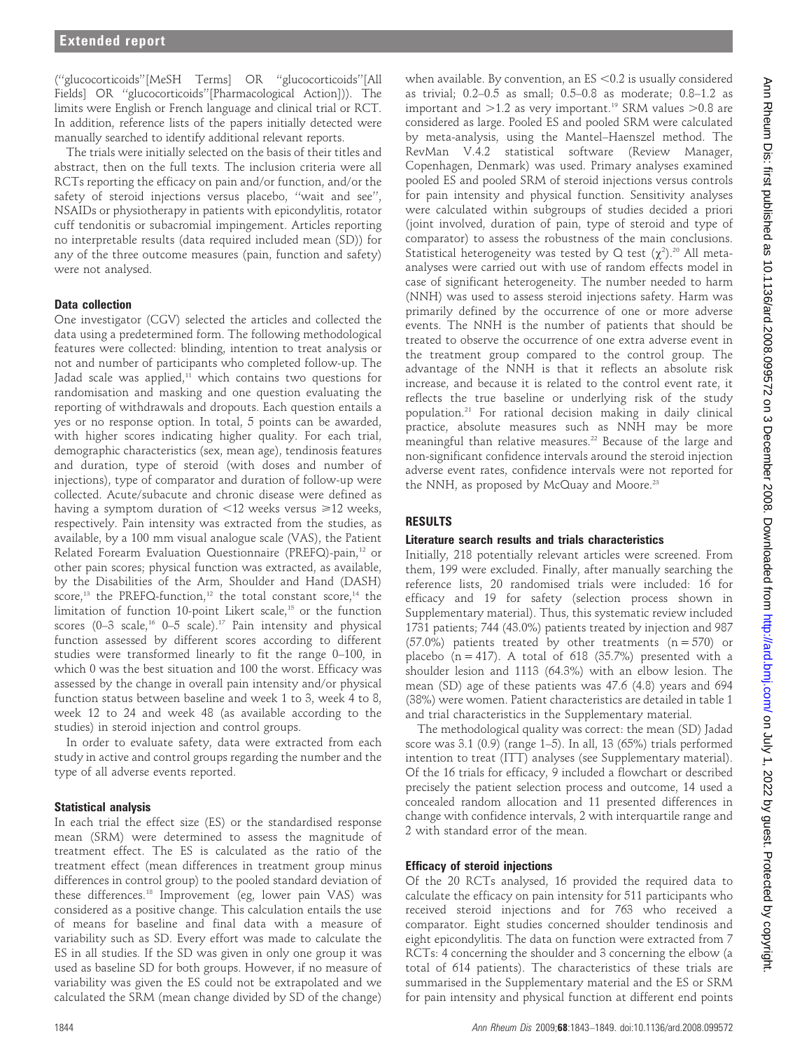("glucocorticoids"[MeSH Terms] OR "glucocorticoids"[All Fields] OR "glucocorticoids"[Pharmacological Action])). The limits were English or French language and clinical trial or RCT. In addition, reference lists of the papers initially detected were manually searched to identify additional relevant reports.

The trials were initially selected on the basis of their titles and abstract, then on the full texts. The inclusion criteria were all RCTs reporting the efficacy on pain and/or function, and/or the safety of steroid injections versus placebo, "wait and see", NSAIDs or physiotherapy in patients with epicondylitis, rotator cuff tendonitis or subacromial impingement. Articles reporting no interpretable results (data required included mean (SD)) for any of the three outcome measures (pain, function and safety) were not analysed.

### Data collection

One investigator (CGV) selected the articles and collected the data using a predetermined form. The following methodological features were collected: blinding, intention to treat analysis or not and number of participants who completed follow-up. The Jadad scale was applied,[11] which contains two questions for randomisation and masking and one question evaluating the reporting of withdrawals and dropouts. Each question entails a yes or no response option. In total, 5 points can be awarded, with higher scores indicating higher quality. For each trial, demographic characteristics (sex, mean age), tendinosis features and duration, type of steroid (with doses and number of injections), type of comparator and duration of follow-up were collected. Acute/subacute and chronic disease were defined as having a symptom duration of <12 weeks versus ⩾12 weeks, respectively. Pain intensity was extracted from the studies, as available, by a 100 mm visual analogue scale (VAS), the Patient Related Forearm Evaluation Questionnaire (PREFQ)-pain,[12] or other pain scores; physical function was extracted, as available, by the Disabilities of the Arm, Shoulder and Hand (DASH) score,[13] the PREFQ-function,[12] the total constant score,[14] the limitation of function 10-point Likert scale,[15] or the function scores (0–3 scale,[16] 0–5 scale).[17] Pain intensity and physical function assessed by different scores according to different studies were transformed linearly to fit the range 0–100, in which 0 was the best situation and 100 the worst. Efficacy was assessed by the change in overall pain intensity and/or physical function status between baseline and week 1 to 3, week 4 to 8, week 12 to 24 and week 48 (as available according to the studies) in steroid injection and control groups.

In order to evaluate safety, data were extracted from each study in active and control groups regarding the number and the type of all adverse events reported.

### Statistical analysis

In each trial the effect size (ES) or the standardised response mean (SRM) were determined to assess the magnitude of treatment effect. The ES is calculated as the ratio of the treatment effect (mean differences in treatment group minus mean differences in control group) to the pooled standard deviation of these differences.[18] Improvement (eg, lower pain VAS) was considered as a positive change. This calculation entails the use of means for baseline and final data with a measure of variability such as SD. Every effort was made to calculate the ES in all studies. If the SD was given in only one group it was used as baseline SD for both groups. However, if no measure of variability was given the ES could not be extrapolated and we calculated the SRM (mean change divided by SD of the change) when available. By convention, an ES <0.2 is usually considered as trivial; 0.2–0.5 as small; 0.5–0.8 as moderate; 0.8–1.2 as important and >1.2 as very important.[19] SRM values >0.8 are considered as large. Pooled ES and pooled SRM were calculated by meta-analysis, using the Mantel–Haenszel method. The RevMan V.4.2 statistical software (Review Manager, Copenhagen, Denmark) was used. Primary analyses examined pooled ES and pooled SRM of steroid injections versus controls for pain intensity and physical function. Sensitivity analyses were calculated within subgroups of studies decided a priori (joint involved, duration of pain, type of steroid and type of comparator) to assess the robustness of the main conclusions. Statistical heterogeneity was tested by Q test ($\chi^2$).[20] All meta-analyses were carried out with use of random effects model in case of significant heterogeneity. The number needed to harm (NNH) was used to assess steroid injections safety. Harm was primarily defined by the occurrence of one or more adverse events. The NNH is the number of patients that should be treated to observe the occurrence of one extra adverse event in the treatment group compared to the control group. The advantage of the NNH is that it reflects an absolute risk increase, and because it is related to the control event rate, it reflects the true baseline or underlying risk of the study population.[21] For rational decision making in daily clinical practice, absolute measures such as NNH may be more meaningful than relative measures.[22] Because of the large and non-significant confidence intervals around the steroid injection adverse event rates, confidence intervals were not reported for the NNH, as proposed by McQuay and Moore.[23]

## RESULTS

### Literature search results and trials characteristics

Initially, 218 potentially relevant articles were screened. From them, 199 were excluded. Finally, after manually searching the reference lists, 20 randomised trials were included: 16 for efficacy and 19 for safety (selection process shown in Supplementary material). Thus, this systematic review included 1731 patients; 744 (43.0%) patients treated by injection and 987 (57.0%) patients treated by other treatments (n = 570) or placebo (n = 417). A total of 618 (35.7%) presented with a shoulder lesion and 1113 (64.3%) with an elbow lesion. The mean (SD) age of these patients was 47.6 (4.8) years and 694 (38%) were women. Patient characteristics are detailed in table 1 and trial characteristics in the Supplementary material.

The methodological quality was correct: the mean (SD) Jadad score was 3.1 (0.9) (range 1–5). In all, 13 (65%) trials performed intention to treat (ITT) analyses (see Supplementary material). Of the 16 trials for efficacy, 9 included a flowchart or described precisely the patient selection process and outcome, 14 used a concealed random allocation and 11 presented differences in change with confidence intervals, 2 with interquartile range and 2 with standard error of the mean.

### Efficacy of steroid injections

Of the 20 RCTs analysed, 16 provided the required data to calculate the efficacy on pain intensity for 511 participants who received steroid injections and for 763 who received a comparator. Eight studies concerned shoulder tendinosis and eight epicondylitis. The data on function were extracted from 7 RCTs: 4 concerning the shoulder and 3 concerning the elbow (a total of 614 patients). The characteristics of these trials are summarised in the Supplementary material and the ES or SRM for pain intensity and physical function at different end points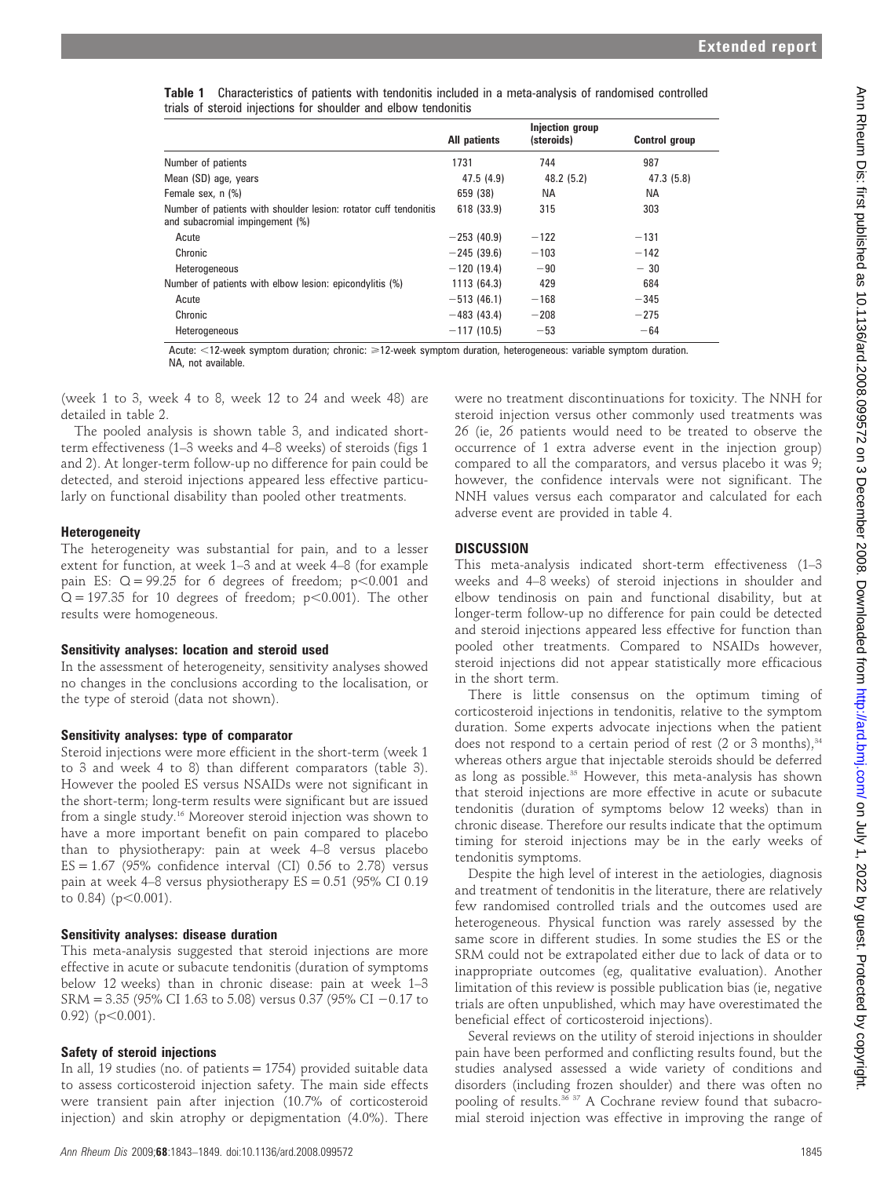**Table 1** Characteristics of patients with tendonitis included in a meta-analysis of randomised controlled trials of steroid injections for shoulder and elbow tendonitis

| | All patients | Injection group (steroids) | Control group |
|---|---|---|---|
| Number of patients | 1731 | 744 | 987 |
| Mean (SD) age, years | 47.5 (4.9) | 48.2 (5.2) | 47.3 (5.8) |
| Female sex, n (%) | 659 (38) | NA | NA |
| Number of patients with shoulder lesion: rotator cuff tendonitis and subacromial impingement (%) | 618 (33.9) | 315 | 303 |
| Acute | −253 (40.9) | −122 | −131 |
| Chronic | −245 (39.6) | −103 | −142 |
| Heterogeneous | −120 (19.4) | −90 | − 30 |
| Number of patients with elbow lesion: epicondylitis (%) | 1113 (64.3) | 429 | 684 |
| Acute | −513 (46.1) | −168 | −345 |
| Chronic | −483 (43.4) | −208 | −275 |
| Heterogeneous | −117 (10.5) | −53 | −64 |

Acute: <12-week symptom duration; chronic: ⩾12-week symptom duration, heterogeneous: variable symptom duration.
NA, not available.

(week 1 to 3, week 4 to 8, week 12 to 24 and week 48) are detailed in table 2.

The pooled analysis is shown table 3, and indicated short-term effectiveness (1–3 weeks and 4–8 weeks) of steroids (figs 1 and 2). At longer-term follow-up no difference for pain could be detected, and steroid injections appeared less effective particularly on functional disability than pooled other treatments.

### Heterogeneity

The heterogeneity was substantial for pain, and to a lesser extent for function, at week 1–3 and at week 4–8 (for example pain ES: $Q = 99.25$ for 6 degrees of freedom; $p<0.001$ and $Q = 197.35$ for 10 degrees of freedom; $p<0.001$). The other results were homogeneous.

### Sensitivity analyses: location and steroid used

In the assessment of heterogeneity, sensitivity analyses showed no changes in the conclusions according to the localisation, or the type of steroid (data not shown).

### Sensitivity analyses: type of comparator

Steroid injections were more efficient in the short-term (week 1 to 3 and week 4 to 8) than different comparators (table 3). However the pooled ES versus NSAIDs were not significant in the short-term; long-term results were significant but are issued from a single study.[16] Moreover steroid injection was shown to have a more important benefit on pain compared to placebo than to physiotherapy: pain at week 4–8 versus placebo ES = 1.67 (95% confidence interval (CI) 0.56 to 2.78) versus pain at week 4–8 versus physiotherapy ES = 0.51 (95% CI 0.19 to 0.84) ($p<0.001$).

### Sensitivity analyses: disease duration

This meta-analysis suggested that steroid injections are more effective in acute or subacute tendonitis (duration of symptoms below 12 weeks) than in chronic disease: pain at week 1–3 SRM = 3.35 (95% CI 1.63 to 5.08) versus 0.37 (95% CI −0.17 to 0.92) ($p<0.001$).

### Safety of steroid injections

In all, 19 studies (no. of patients = 1754) provided suitable data to assess corticosteroid injection safety. The main side effects were transient pain after injection (10.7% of corticosteroid injection) and skin atrophy or depigmentation (4.0%). There were no treatment discontinuations for toxicity. The NNH for steroid injection versus other commonly used treatments was 26 (ie, 26 patients would need to be treated to observe the occurrence of 1 extra adverse event in the injection group) compared to all the comparators, and versus placebo it was 9; however, the confidence intervals were not significant. The NNH values versus each comparator and calculated for each adverse event are provided in table 4.

## DISCUSSION

This meta-analysis indicated short-term effectiveness (1–3 weeks and 4–8 weeks) of steroid injections in shoulder and elbow tendinosis on pain and functional disability, but at longer-term follow-up no difference for pain could be detected and steroid injections appeared less effective for function than pooled other treatments. Compared to NSAIDs however, steroid injections did not appear statistically more efficacious in the short term.

There is little consensus on the optimum timing of corticosteroid injections in tendonitis, relative to the symptom duration. Some experts advocate injections when the patient does not respond to a certain period of rest (2 or 3 months),[34] whereas others argue that injectable steroids should be deferred as long as possible.[35] However, this meta-analysis has shown that steroid injections are more effective in acute or subacute tendonitis (duration of symptoms below 12 weeks) than in chronic disease. Therefore our results indicate that the optimum timing for steroid injections may be in the early weeks of tendonitis symptoms.

Despite the high level of interest in the aetiologies, diagnosis and treatment of tendonitis in the literature, there are relatively few randomised controlled trials and the outcomes used are heterogeneous. Physical function was rarely assessed by the same score in different studies. In some studies the ES or the SRM could not be extrapolated either due to lack of data or to inappropriate outcomes (eg, qualitative evaluation). Another limitation of this review is possible publication bias (ie, negative trials are often unpublished, which may have overestimated the beneficial effect of corticosteroid injections).

Several reviews on the utility of steroid injections in shoulder pain have been performed and conflicting results found, but the studies analysed assessed a wide variety of conditions and disorders (including frozen shoulder) and there was often no pooling of results.[36 37] A Cochrane review found that subacromial steroid injection was effective in improving the range of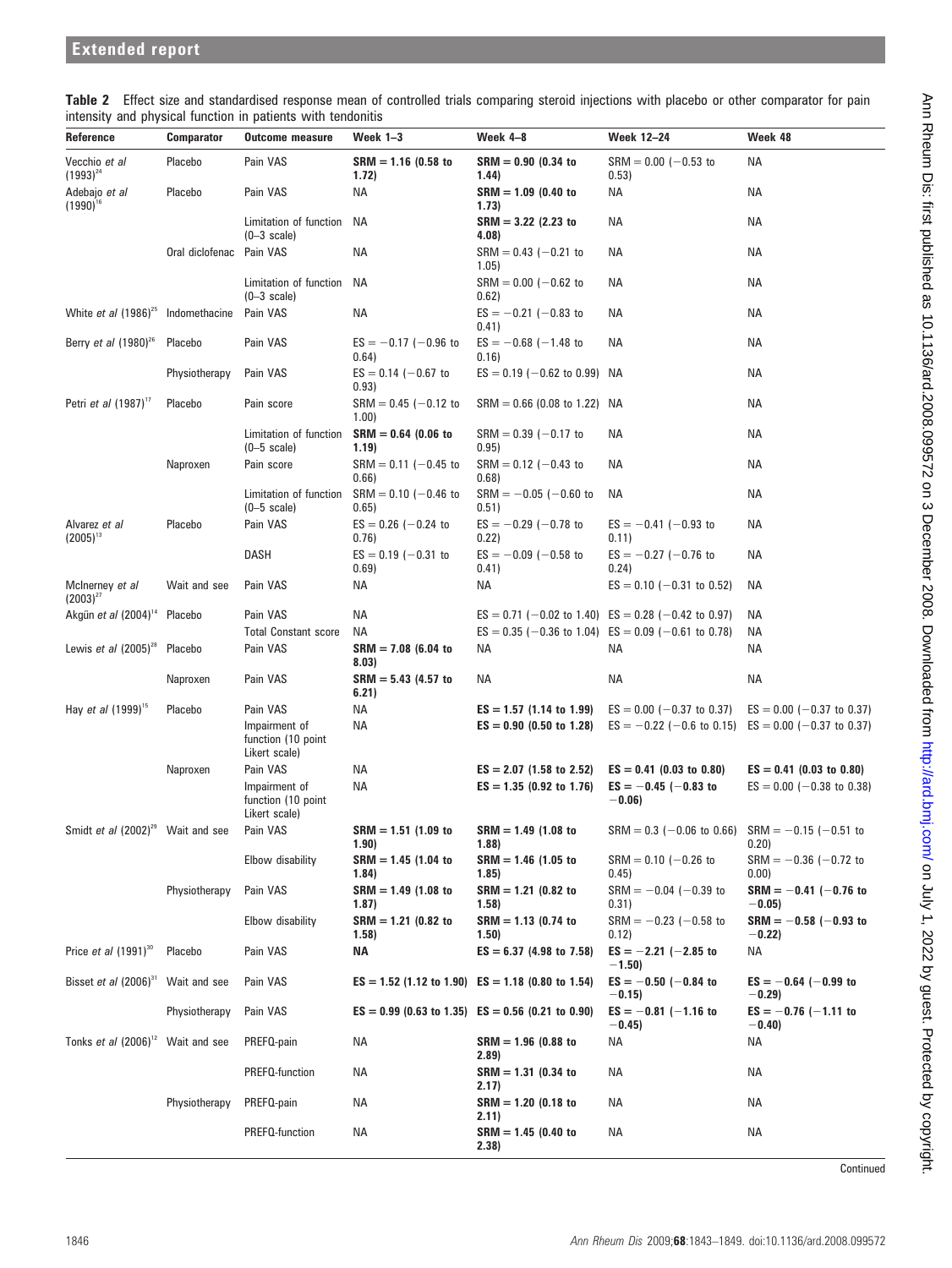**Table 2** Effect size and standardised response mean of controlled trials comparing steroid injections with placebo or other comparator for pain intensity and physical function in patients with tendonitis

| Reference | Comparator | Outcome measure | Week 1–3 | Week 4–8 | Week 12–24 | Week 48 |
|---|---|---|---|---|---|---|
| Vecchio *et al* (1993)[24] | Placebo | Pain VAS | **SRM = 1.16 (0.58 to 1.72)** | **SRM = 0.90 (0.34 to 1.44)** | SRM = 0.00 (−0.53 to 0.53) | NA |
| Adebajo *et al* (1990)[16] | Placebo | Pain VAS | NA | **SRM = 1.09 (0.40 to 1.73)** | NA | NA |
| | | Limitation of function (0–3 scale) | NA | **SRM = 3.22 (2.23 to 4.08)** | NA | NA |
| | Oral diclofenac | Pain VAS | NA | SRM = 0.43 (−0.21 to 1.05) | NA | NA |
| | | Limitation of function (0–3 scale) | NA | SRM = 0.00 (−0.62 to 0.62) | NA | NA |
| White *et al* (1986)[25] | Indomethacine | Pain VAS | NA | ES = −0.21 (−0.83 to 0.41) | NA | NA |
| Berry *et al* (1980)[26] | Placebo | Pain VAS | ES = −0.17 (−0.96 to 0.64) | ES = −0.68 (−1.48 to 0.16) | NA | NA |
| | Physiotherapy | Pain VAS | ES = 0.14 (−0.67 to 0.93) | ES = 0.19 (−0.62 to 0.99) | NA | NA |
| Petri *et al* (1987)[17] | Placebo | Pain score | SRM = 0.45 (−0.12 to 1.00) | SRM = 0.66 (0.08 to 1.22) | NA | NA |
| | | Limitation of function (0–5 scale) | **SRM = 0.64 (0.06 to 1.19)** | SRM = 0.39 (−0.17 to 0.95) | NA | NA |
| | Naproxen | Pain score | SRM = 0.11 (−0.45 to 0.66) | SRM = 0.12 (−0.43 to 0.68) | NA | NA |
| | | Limitation of function (0–5 scale) | SRM = 0.10 (−0.46 to 0.65) | SRM = −0.05 (−0.60 to 0.51) | NA | NA |
| Alvarez *et al* (2005)[13] | Placebo | Pain VAS | ES = 0.26 (−0.24 to 0.76) | ES = −0.29 (−0.78 to 0.22) | ES = −0.41 (−0.93 to 0.11) | NA |
| | | DASH | ES = 0.19 (−0.31 to 0.69) | ES = −0.09 (−0.58 to 0.41) | ES = −0.27 (−0.76 to 0.24) | NA |
| McInerney *et al* (2003)[27] | Wait and see | Pain VAS | NA | NA | ES = 0.10 (−0.31 to 0.52) | NA |
| Akgün *et al* (2004)[14] | Placebo | Pain VAS | NA | ES = 0.71 (−0.02 to 1.40) | ES = 0.28 (−0.42 to 0.97) | NA |
| | | Total Constant score | NA | ES = 0.35 (−0.36 to 1.04) | ES = 0.09 (−0.61 to 0.78) | NA |
| Lewis *et al* (2005)[28] | Placebo | Pain VAS | **SRM = 7.08 (6.04 to 8.03)** | NA | NA | NA |
| | Naproxen | Pain VAS | **SRM = 5.43 (4.57 to 6.21)** | NA | NA | NA |
| Hay *et al* (1999)[15] | Placebo | Pain VAS | NA | **ES = 1.57 (1.14 to 1.99)** | ES = 0.00 (−0.37 to 0.37) | ES = 0.00 (−0.37 to 0.37) |
| | | Impairment of function (10 point Likert scale) | NA | **ES = 0.90 (0.50 to 1.28)** | ES = −0.22 (−0.6 to 0.15) | ES = 0.00 (−0.37 to 0.37) |
| | Naproxen | Pain VAS | NA | **ES = 2.07 (1.58 to 2.52)** | **ES = 0.41 (0.03 to 0.80)** | **ES = 0.41 (0.03 to 0.80)** |
| | | Impairment of function (10 point Likert scale) | NA | **ES = 1.35 (0.92 to 1.76)** | **ES = −0.45 (−0.83 to −0.06)** | ES = 0.00 (−0.38 to 0.38) |
| Smidt *et al* (2002)[29] | Wait and see | Pain VAS | **SRM = 1.51 (1.09 to 1.90)** | **SRM = 1.49 (1.08 to 1.88)** | SRM = 0.3 (−0.06 to 0.66) | SRM = −0.15 (−0.51 to 0.20) |
| | | Elbow disability | **SRM = 1.45 (1.04 to 1.84)** | **SRM = 1.46 (1.05 to 1.85)** | SRM = 0.10 (−0.26 to 0.45) | SRM = −0.36 (−0.72 to 0.00) |
| | Physiotherapy | Pain VAS | **SRM = 1.49 (1.08 to 1.87)** | **SRM = 1.21 (0.82 to 1.58)** | SRM = −0.04 (−0.39 to 0.31) | **SRM = −0.41 (−0.76 to −0.05)** |
| | | Elbow disability | **SRM = 1.21 (0.82 to 1.58)** | **SRM = 1.13 (0.74 to 1.50)** | SRM = −0.23 (−0.58 to 0.12) | **SRM = −0.58 (−0.93 to −0.22)** |
| Price *et al* (1991)[30] | Placebo | Pain VAS | **NA** | **ES = 6.37 (4.98 to 7.58)** | **ES = −2.21 (−2.85 to −1.50)** | NA |
| Bisset *et al* (2006)[31] | Wait and see | Pain VAS | **ES = 1.52 (1.12 to 1.90)** | **ES = 1.18 (0.80 to 1.54)** | **ES = −0.50 (−0.84 to −0.15)** | **ES = −0.64 (−0.99 to −0.29)** |
| | Physiotherapy | Pain VAS | **ES = 0.99 (0.63 to 1.35)** | **ES = 0.56 (0.21 to 0.90)** | **ES = −0.81 (−1.16 to −0.45)** | **ES = −0.76 (−1.11 to −0.40)** |
| Tonks *et al* (2006)[12] | Wait and see | PREFQ-pain | NA | **SRM = 1.96 (0.88 to 2.89)** | NA | NA |
| | | PREFQ-function | NA | **SRM = 1.31 (0.34 to 2.17)** | NA | NA |
| | Physiotherapy | PREFQ-pain | NA | **SRM = 1.20 (0.18 to 2.11)** | NA | NA |
| | | PREFQ-function | NA | **SRM = 1.45 (0.40 to 2.38)** | NA | NA |

Continued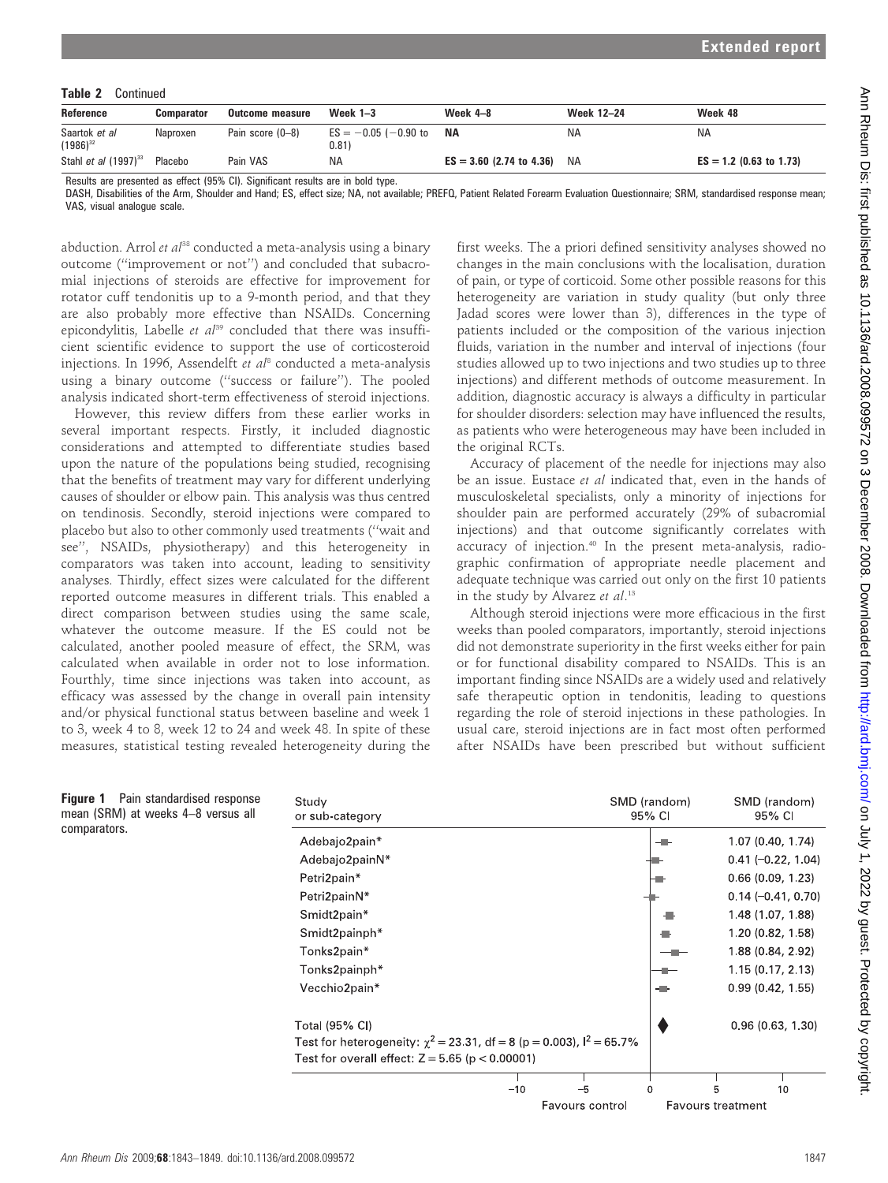**Table 2** Continued

| Reference | Comparator | Outcome measure | Week 1–3 | Week 4–8 | Week 12–24 | Week 48 |
|---|---|---|---|---|---|---|
| Saartok *et al* (1986)[32] | Naproxen | Pain score (0–8) | ES = −0.05 (−0.90 to 0.81) | **NA** | NA | NA |
| Stahl *et al* (1997)[33] | Placebo | Pain VAS | NA | **ES = 3.60 (2.74 to 4.36)** | NA | **ES = 1.2 (0.63 to 1.73)** |

Results are presented as effect (95% CI). Significant results are in bold type.
DASH, Disabilities of the Arm, Shoulder and Hand; ES, effect size; NA, not available; PREFQ, Patient Related Forearm Evaluation Questionnaire; SRM, standardised response mean; VAS, visual analogue scale.

abduction. Arrol *et al*[38] conducted a meta-analysis using a binary outcome ("improvement or not") and concluded that subacromial injections of steroids are effective for improvement for rotator cuff tendonitis up to a 9-month period, and that they are also probably more effective than NSAIDs. Concerning epicondylitis, Labelle *et al*[39] concluded that there was insufficient scientific evidence to support the use of corticosteroid injections. In 1996, Assendelft *et al*[8] conducted a meta-analysis using a binary outcome ("success or failure"). The pooled analysis indicated short-term effectiveness of steroid injections.

However, this review differs from these earlier works in several important respects. Firstly, it included diagnostic considerations and attempted to differentiate studies based upon the nature of the populations being studied, recognising that the benefits of treatment may vary for different underlying causes of shoulder or elbow pain. This analysis was thus centred on tendinosis. Secondly, steroid injections were compared to placebo but also to other commonly used treatments ("wait and see", NSAIDs, physiotherapy) and this heterogeneity in comparators was taken into account, leading to sensitivity analyses. Thirdly, effect sizes were calculated for the different reported outcome measures in different trials. This enabled a direct comparison between studies using the same scale, whatever the outcome measure. If the ES could not be calculated, another pooled measure of effect, the SRM, was calculated when available in order not to lose information. Fourthly, time since injections was taken into account, as efficacy was assessed by the change in overall pain intensity and/or physical functional status between baseline and week 1 to 3, week 4 to 8, week 12 to 24 and week 48. In spite of these measures, statistical testing revealed heterogeneity during the first weeks. The a priori defined sensitivity analyses showed no changes in the main conclusions with the localisation, duration of pain, or type of corticoid. Some other possible reasons for this heterogeneity are variation in study quality (but only three Jadad scores were lower than 3), differences in the type of patients included or the composition of the various injection fluids, variation in the number and interval of injections (four studies allowed up to two injections and two studies up to three injections) and different methods of outcome measurement. In addition, diagnostic accuracy is always a difficulty in particular for shoulder disorders: selection may have influenced the results, as patients who were heterogeneous may have been included in the original RCTs.

Accuracy of placement of the needle for injections may also be an issue. Eustace *et al* indicated that, even in the hands of musculoskeletal specialists, only a minority of injections for shoulder pain are performed accurately (29% of subacromial injections) and that outcome significantly correlates with accuracy of injection.[40] In the present meta-analysis, radiographic confirmation of appropriate needle placement and adequate technique was carried out only on the first 10 patients in the study by Alvarez *et al*.[13]

Although steroid injections were more efficacious in the first weeks than pooled comparators, importantly, steroid injections did not demonstrate superiority in the first weeks either for pain or for functional disability compared to NSAIDs. This is an important finding since NSAIDs are a widely used and relatively safe therapeutic option in tendonitis, leading to questions regarding the role of steroid injections in these pathologies. In usual care, steroid injections are in fact most often performed after NSAIDs have been prescribed but without sufficient

| Study or sub-category | SMD (random) 95% CI |
|---|---|
| Adebajo2pain* | 1.07 (0.40, 1.74) |
| Adebajo2painN* | 0.41 (−0.22, 1.04) |
| Petri2pain* | 0.66 (0.09, 1.23) |
| Petri2painN* | 0.14 (−0.41, 0.70) |
| Smidt2pain* | 1.48 (1.07, 1.88) |
| Smidt2painph* | 1.20 (0.82, 1.58) |
| Tonks2pain* | 1.88 (0.84, 2.92) |
| Tonks2painph* | 1.15 (0.17, 2.13) |
| Vecchio2pain* | 0.99 (0.42, 1.55) |
| Total (95% CI) | 0.96 (0.63, 1.30) |

Test for heterogeneity: $\chi^2 = 23.31$, df = 8 ($p = 0.003$), $I^2 = 65.7\%$
Test for overall effect: $Z = 5.65$ ($p < 0.00001$)

Favours control — Favours treatment

**Figure 1** Pain standardised response mean (SRM) at weeks 4–8 versus all comparators.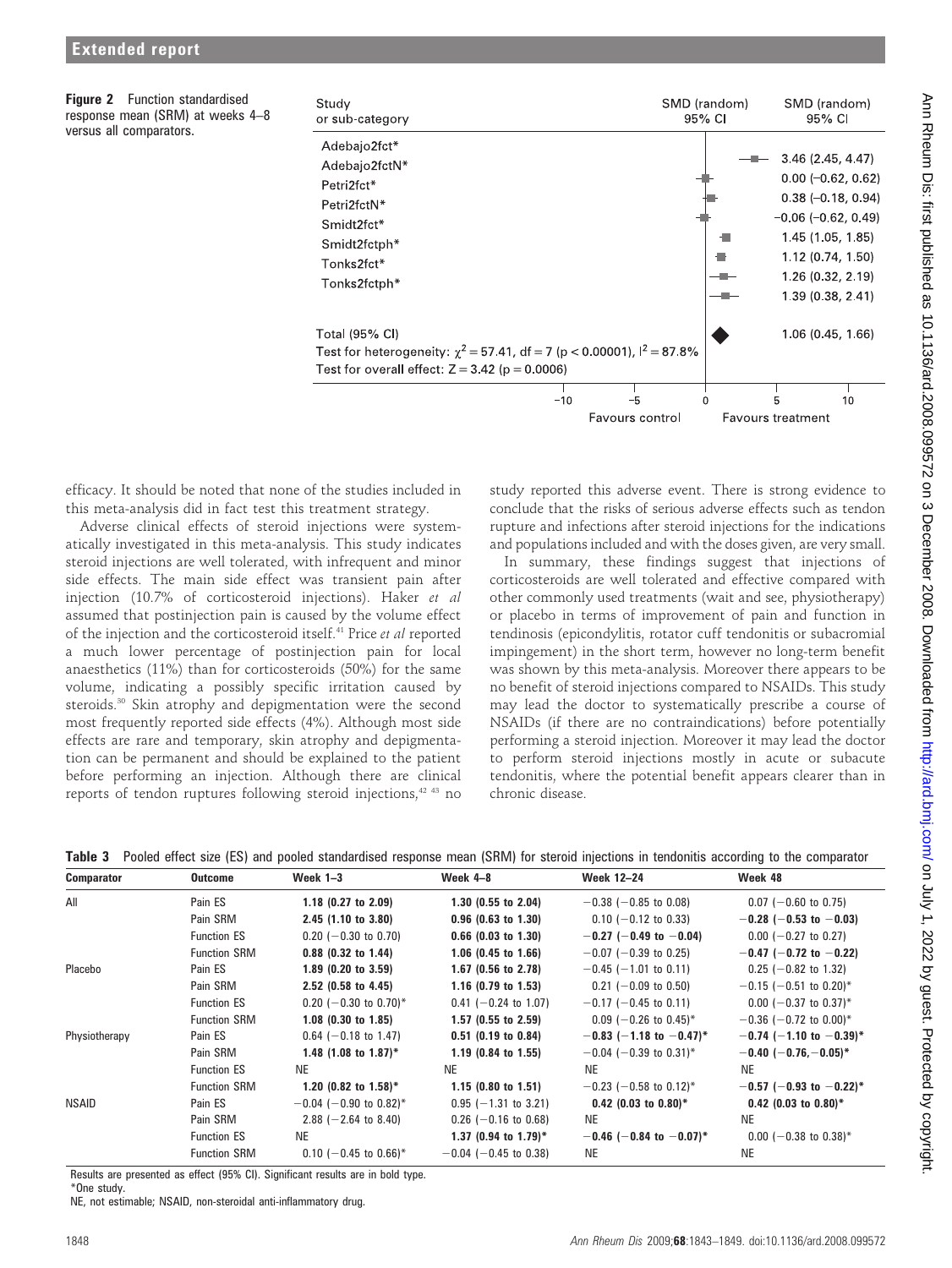**Figure 2** Function standardised response mean (SRM) at weeks 4–8 versus all comparators.

| Study or sub-category | SMD (random) 95% CI |
|---|---|
| Adebajo2fct* | 3.46 (2.45, 4.47) |
| Adebajo2fctN* | 0.00 (−0.62, 0.62) |
| Petri2fct* | 0.38 (−0.18, 0.94) |
| Petri2fctN* | −0.06 (−0.62, 0.49) |
| Smidt2fct* | 1.45 (1.05, 1.85) |
| Smidt2fctph* | 1.12 (0.74, 1.50) |
| Tonks2fct* | 1.26 (0.32, 2.19) |
| Tonks2fctph* | 1.39 (0.38, 2.41) |
| Total (95% CI) | 1.06 (0.45, 1.66) |

Test for heterogeneity: $\chi^2 = 57.41$, df = 7 ($p < 0.00001$), $I^2 = 87.8\%$
Test for overall effect: $Z = 3.42$ ($p = 0.0006$)

Favours control | Favours treatment

efficacy. It should be noted that none of the studies included in this meta-analysis did in fact test this treatment strategy.

Adverse clinical effects of steroid injections were systematically investigated in this meta-analysis. This study indicates steroid injections are well tolerated, with infrequent and minor side effects. The main side effect was transient pain after injection (10.7% of corticosteroid injections). Haker *et al* assumed that postinjection pain is caused by the volume effect of the injection and the corticosteroid itself.[41] Price *et al* reported a much lower percentage of postinjection pain for local anaesthetics (11%) than for corticosteroids (50%) for the same volume, indicating a possibly specific irritation caused by steroids.[30] Skin atrophy and depigmentation were the second most frequently reported side effects (4%). Although most side effects are rare and temporary, skin atrophy and depigmentation can be permanent and should be explained to the patient before performing an injection. Although there are clinical reports of tendon ruptures following steroid injections,[42 43] no study reported this adverse event. There is strong evidence to conclude that the risks of serious adverse effects such as tendon rupture and infections after steroid injections for the indications and populations included and with the doses given, are very small.

In summary, these findings suggest that injections of corticosteroids are well tolerated and effective compared with other commonly used treatments (wait and see, physiotherapy) or placebo in terms of improvement of pain and function in tendinosis (epicondylitis, rotator cuff tendonitis or subacromial impingement) in the short term, however no long-term benefit was shown by this meta-analysis. Moreover there appears to be no benefit of steroid injections compared to NSAIDs. This study may lead the doctor to systematically prescribe a course of NSAIDs (if there are no contraindications) before potentially performing a steroid injection. Moreover it may lead the doctor to perform steroid injections mostly in acute or subacute tendonitis, where the potential benefit appears clearer than in chronic disease.

**Table 3** Pooled effect size (ES) and pooled standardised response mean (SRM) for steroid injections in tendonitis according to the comparator

| Comparator | Outcome | Week 1–3 | Week 4–8 | Week 12–24 | Week 48 |
|---|---|---|---|---|---|
| All | Pain ES | **1.18 (0.27 to 2.09)** | **1.30 (0.55 to 2.04)** | −0.38 (−0.85 to 0.08) | 0.07 (−0.60 to 0.75) |
| | Pain SRM | **2.45 (1.10 to 3.80)** | **0.96 (0.63 to 1.30)** | 0.10 (−0.12 to 0.33) | **−0.28 (−0.53 to −0.03)** |
| | Function ES | 0.20 (−0.30 to 0.70) | **0.66 (0.03 to 1.30)** | **−0.27 (−0.49 to −0.04)** | 0.00 (−0.27 to 0.27) |
| | Function SRM | **0.88 (0.32 to 1.44)** | **1.06 (0.45 to 1.66)** | −0.07 (−0.39 to 0.25) | **−0.47 (−0.72 to −0.22)** |
| Placebo | Pain ES | **1.89 (0.20 to 3.59)** | **1.67 (0.56 to 2.78)** | −0.45 (−1.01 to 0.11) | 0.25 (−0.82 to 1.32) |
| | Pain SRM | **2.52 (0.58 to 4.45)** | **1.16 (0.79 to 1.53)** | 0.21 (−0.09 to 0.50) | −0.15 (−0.51 to 0.20)* |
| | Function ES | 0.20 (−0.30 to 0.70)* | 0.41 (−0.24 to 1.07) | −0.17 (−0.45 to 0.11) | 0.00 (−0.37 to 0.37)* |
| | Function SRM | **1.08 (0.30 to 1.85)** | **1.57 (0.55 to 2.59)** | 0.09 (−0.26 to 0.45)* | −0.36 (−0.72 to 0.00)* |
| Physiotherapy | Pain ES | 0.64 (−0.18 to 1.47) | **0.51 (0.19 to 0.84)** | **−0.83 (−1.18 to −0.47)*** | **−0.74 (−1.10 to −0.39)*** |
| | Pain SRM | **1.48 (1.08 to 1.87)*** | **1.19 (0.84 to 1.55)** | −0.04 (−0.39 to 0.31)* | **−0.40 (−0.76, −0.05)*** |
| | Function ES | NE | NE | NE | NE |
| | Function SRM | **1.20 (0.82 to 1.58)*** | **1.15 (0.80 to 1.51)** | −0.23 (−0.58 to 0.12)* | **−0.57 (−0.93 to −0.22)*** |
| NSAID | Pain ES | −0.04 (−0.90 to 0.82)* | 0.95 (−1.31 to 3.21) | **0.42 (0.03 to 0.80)*** | **0.42 (0.03 to 0.80)*** |
| | Pain SRM | 2.88 (−2.64 to 8.40) | 0.26 (−0.16 to 0.68) | NE | NE |
| | Function ES | NE | **1.37 (0.94 to 1.79)*** | **−0.46 (−0.84 to −0.07)*** | 0.00 (−0.38 to 0.38)* |
| | Function SRM | 0.10 (−0.45 to 0.66)* | −0.04 (−0.45 to 0.38) | NE | NE |

Results are presented as effect (95% CI). Significant results are in bold type.
*One study.
NE, not estimable; NSAID, non-steroidal anti-inflammatory drug.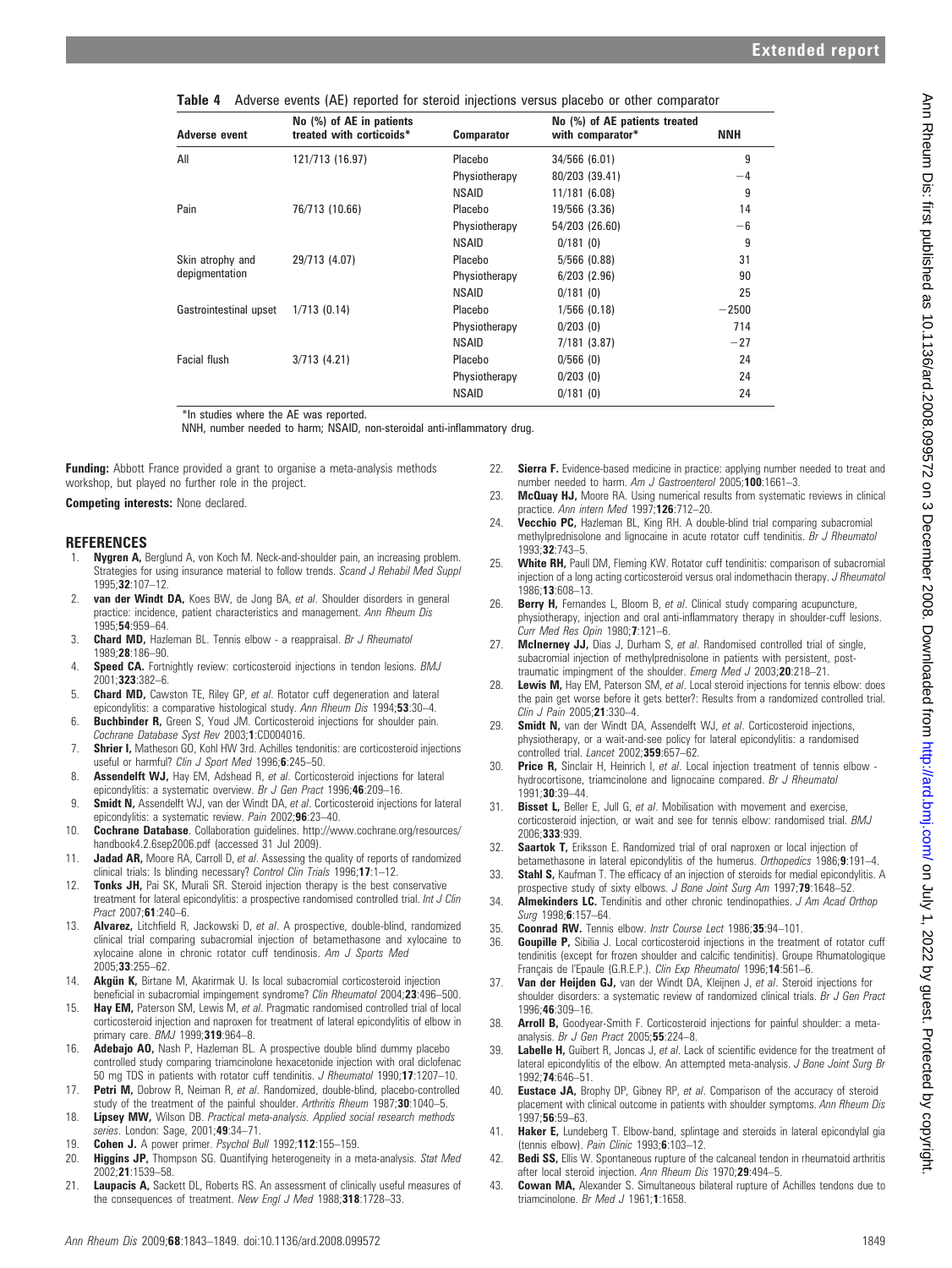**Table 4** Adverse events (AE) reported for steroid injections versus placebo or other comparator

| Adverse event | No (%) of AE in patients treated with corticoids* | Comparator | No (%) of AE patients treated with comparator* | NNH |
|---|---|---|---|---|
| All | 121/713 (16.97) | Placebo | 34/566 (6.01) | 9 |
| | | Physiotherapy | 80/203 (39.41) | −4 |
| | | NSAID | 11/181 (6.08) | 9 |
| Pain | 76/713 (10.66) | Placebo | 19/566 (3.36) | 14 |
| | | Physiotherapy | 54/203 (26.60) | −6 |
| | | NSAID | 0/181 (0) | 9 |
| Skin atrophy and depigmentation | 29/713 (4.07) | Placebo | 5/566 (0.88) | 31 |
| | | Physiotherapy | 6/203 (2.96) | 90 |
| | | NSAID | 0/181 (0) | 25 |
| Gastrointestinal upset | 1/713 (0.14) | Placebo | 1/566 (0.18) | −2500 |
| | | Physiotherapy | 0/203 (0) | 714 |
| | | NSAID | 7/181 (3.87) | −27 |
| Facial flush | 3/713 (4.21) | Placebo | 0/566 (0) | 24 |
| | | Physiotherapy | 0/203 (0) | 24 |
| | | NSAID | 0/181 (0) | 24 |

*In studies where the AE was reported.

NNH, number needed to harm; NSAID, non-steroidal anti-inflammatory drug.

**Funding:** Abbott France provided a grant to organise a meta-analysis methods workshop, but played no further role in the project.

**Competing interests:** None declared.

## REFERENCES

1. **Nygren A,** Berglund A, von Koch M. Neck-and-shoulder pain, an increasing problem. Strategies for using insurance material to follow trends. *Scand J Rehabil Med Suppl* 1995;**32**:107–12.
2. **van der Windt DA,** Koes BW, de Jong BA, *et al*. Shoulder disorders in general practice: incidence, patient characteristics and management. *Ann Rheum Dis* 1995;**54**:959–64.
3. **Chard MD,** Hazleman BL. Tennis elbow - a reappraisal. *Br J Rheumatol* 1989;**28**:186–90.
4. **Speed CA.** Fortnightly review: corticosteroid injections in tendon lesions. *BMJ* 2001;**323**:382–6.
5. **Chard MD,** Cawston TE, Riley GP, *et al*. Rotator cuff degeneration and lateral epicondylitis: a comparative histological study. *Ann Rheum Dis* 1994;**53**:30–4.
6. **Buchbinder R,** Green S, Youd JM. Corticosteroid injections for shoulder pain. *Cochrane Database Syst Rev* 2003;**1**:CD004016.
7. **Shrier I,** Matheson GO, Kohl HW 3rd. Achilles tendonitis: are corticosteroid injections useful or harmful? *Clin J Sport Med* 1996;**6**:245–50.
8. **Assendelft WJ,** Hay EM, Adshead R, *et al*. Corticosteroid injections for lateral epicondylitis: a systematic overview. *Br J Gen Pract* 1996;**46**:209–16.
9. **Smidt N,** Assendelft WJ, van der Windt DA, *et al*. Corticosteroid injections for lateral epicondylitis: a systematic review. *Pain* 2002;**96**:23–40.
10. **Cochrane Database**. Collaboration guidelines. http://www.cochrane.org/resources/handbook4.2.6sep2006.pdf (accessed 31 Jul 2009).
11. **Jadad AR,** Moore RA, Carroll D, *et al*. Assessing the quality of reports of randomized clinical trials: Is blinding necessary? *Control Clin Trials* 1996;**17**:1–12.
12. **Tonks JH,** Pai SK, Murali SR. Steroid injection therapy is the best conservative treatment for lateral epicondylitis: a prospective randomised controlled trial. *Int J Clin Pract* 2007;**61**:240–6.
13. **Alvarez,** Litchfield R, Jackowski D, *et al*. A prospective, double-blind, randomized clinical trial comparing subacromial injection of betamethasone and xylocaine to xylocaine alone in chronic rotator cuff tendinosis. *Am J Sports Med* 2005;**33**:255–62.
14. **Akgün K,** Birtane M, Akarirmak U. Is local subacromial corticosteroid injection beneficial in subacromial impingement syndrome? *Clin Rheumatol* 2004;**23**:496–500.
15. **Hay EM,** Paterson SM, Lewis M, *et al*. Pragmatic randomised controlled trial of local corticosteroid injection and naproxen for treatment of lateral epicondylitis of elbow in primary care. *BMJ* 1999;**319**:964–8.
16. **Adebajo AO,** Nash P, Hazleman BL. A prospective double blind dummy placebo controlled study comparing triamcinolone hexacetonide injection with oral diclofenac 50 mg TDS in patients with rotator cuff tendinitis. *J Rheumatol* 1990;**17**:1207–10.
17. **Petri M,** Dobrow R, Neiman R, *et al*. Randomized, double-blind, placebo-controlled study of the treatment of the painful shoulder. *Arthritis Rheum* 1987;**30**:1040–5.
18. **Lipsey MW,** Wilson DB. *Practical meta-analysis. Applied social research methods series*. London: Sage, 2001;**49**:34–71.
19. **Cohen J.** A power primer. *Psychol Bull* 1992;**112**:155–159.
20. **Higgins JP,** Thompson SG. Quantifying heterogeneity in a meta-analysis. *Stat Med* 2002;**21**:1539–58.
21. **Laupacis A,** Sackett DL, Roberts RS. An assessment of clinically useful measures of the consequences of treatment. *New Engl J Med* 1988;**318**:1728–33.
22. **Sierra F.** Evidence-based medicine in practice: applying number needed to treat and number needed to harm. *Am J Gastroenterol* 2005;**100**:1661–3.
23. **McQuay HJ,** Moore RA. Using numerical results from systematic reviews in clinical practice. *Ann intern Med* 1997;**126**:712–20.
24. **Vecchio PC,** Hazleman BL, King RH. A double-blind trial comparing subacromial methylprednisolone and lignocaine in acute rotator cuff tendinitis. *Br J Rheumatol* 1993;**32**:743–5.
25. **White RH,** Paull DM, Fleming KW. Rotator cuff tendinitis: comparison of subacromial injection of a long acting corticosteroid versus oral indomethacin therapy. *J Rheumatol* 1986;**13**:608–13.
26. **Berry H,** Fernandes L, Bloom B, *et al*. Clinical study comparing acupuncture, physiotherapy, injection and oral anti-inflammatory therapy in shoulder-cuff lesions. *Curr Med Res Opin* 1980;**7**:121–6.
27. **McInerney JJ,** Dias J, Durham S, *et al*. Randomised controlled trial of single, subacromial injection of methylprednisolone in patients with persistent, post-traumatic impingment of the shoulder. *Emerg Med J* 2003;**20**:218–21.
28. **Lewis M,** Hay EM, Paterson SM, *et al*. Local steroid injections for tennis elbow: does the pain get worse before it gets better?: Results from a randomized controlled trial. *Clin J Pain* 2005;**21**:330–4.
29. **Smidt N,** van der Windt DA, Assendelft WJ, *et al*. Corticosteroid injections, physiotherapy, or a wait-and-see policy for lateral epicondylitis: a randomised controlled trial. *Lancet* 2002;**359**:657–62.
30. **Price R,** Sinclair H, Heinrich I, *et al*. Local injection treatment of tennis elbow - hydrocortisone, triamcinolone and lignocaine compared. *Br J Rheumatol* 1991;**30**:39–44.
31. **Bisset L,** Beller E, Jull G, *et al*. Mobilisation with movement and exercise, corticosteroid injection, or wait and see for tennis elbow: randomised trial. *BMJ* 2006;**333**:939.
32. **Saartok T,** Eriksson E. Randomized trial of oral naproxen or local injection of betamethasone in lateral epicondylitis of the humerus. *Orthopedics* 1986;**9**:191–4.
33. **Stahl S,** Kaufman T. The efficacy of an injection of steroids for medial epicondylitis. A prospective study of sixty elbows. *J Bone Joint Surg Am* 1997;**79**:1648–52.
34. **Almekinders LC.** Tendinitis and other chronic tendinopathies. *J Am Acad Orthop Surg* 1998;**6**:157–64.
35. **Coonrad RW.** Tennis elbow. *Instr Course Lect* 1986;**35**:94–101.
36. **Goupille P,** Sibilia J. Local corticosteroid injections in the treatment of rotator cuff tendinitis (except for frozen shoulder and calcific tendinitis). Groupe Rhumatologique Français de l'Epaule (G.R.E.P.). *Clin Exp Rheumatol* 1996;**14**:561–6.
37. **Van der Heijden GJ,** van der Windt DA, Kleijnen J, *et al*. Steroid injections for shoulder disorders: a systematic review of randomized clinical trials. *Br J Gen Pract* 1996;**46**:309–16.
38. **Arroll B,** Goodyear-Smith F. Corticosteroid injections for painful shoulder: a meta-analysis. *Br J Gen Pract* 2005;**55**:224–8.
39. **Labelle H,** Guibert R, Joncas J, *et al*. Lack of scientific evidence for the treatment of lateral epicondylitis of the elbow. An attempted meta-analysis. *J Bone Joint Surg Br* 1992;**74**:646–51.
40. **Eustace JA,** Brophy DP, Gibney RP, *et al*. Comparison of the accuracy of steroid placement with clinical outcome in patients with shoulder symptoms. *Ann Rheum Dis* 1997;**56**:59–63.
41. **Haker E,** Lundeberg T. Elbow-band, splintage and steroids in lateral epicondylal gia (tennis elbow). *Pain Clinic* 1993;**6**:103–12.
42. **Bedi SS,** Ellis W. Spontaneous rupture of the calcaneal tendon in rheumatoid arthritis after local steroid injection. *Ann Rheum Dis* 1970;**29**:494–5.
43. **Cowan MA,** Alexander S. Simultaneous bilateral rupture of Achilles tendons due to triamcinolone. *Br Med J* 1961;**1**:1658.